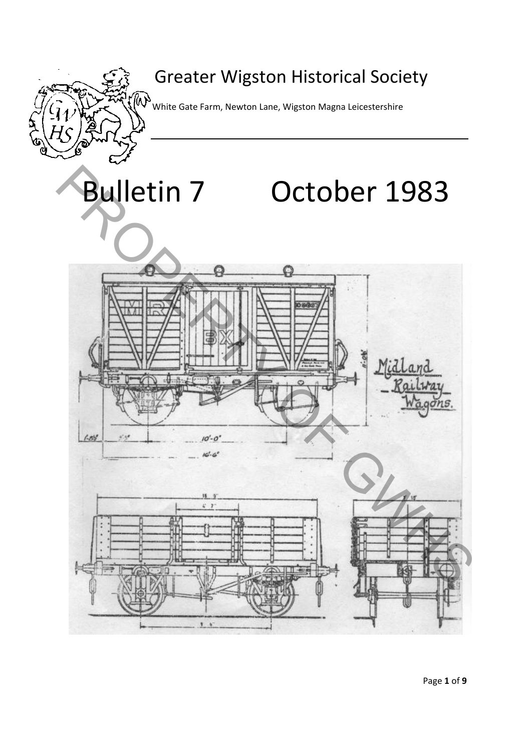# Greater Wigston Historical Society

White Gate Farm, Newton Lane, Wigston Magna Leicestershire

# Bulletin 7 October 1983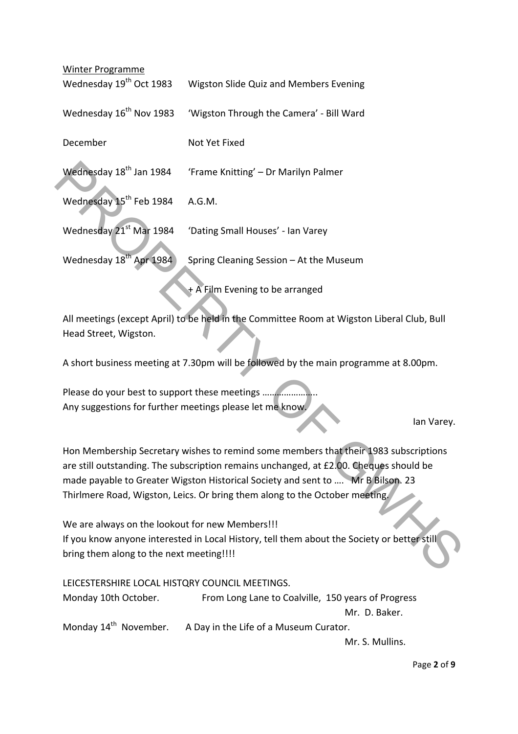Winter Programme

| | |
|---|---|
| Wednesday 19th Oct 1983 | Wigston Slide Quiz and Members Evening |
| Wednesday 16th Nov 1983 | 'Wigston Through the Camera' - Bill Ward |
| December | Not Yet Fixed |
| Wednesday 18th Jan 1984 | 'Frame Knitting' – Dr Marilyn Palmer |
| Wednesday 15th Feb 1984 | A.G.M. |
| Wednesday 21st Mar 1984 | 'Dating Small Houses' - Ian Varey |
| Wednesday 18th Apr 1984 | Spring Cleaning Session – At the Museum |
| | + A Film Evening to be arranged |

All meetings (except April) to be held in the Committee Room at Wigston Liberal Club, Bull Head Street, Wigston.

A short business meeting at 7.30pm will be followed by the main programme at 8.00pm.

Please do your best to support these meetings …………………..
Any suggestions for further meetings please let me know.

Ian Varey.

Hon Membership Secretary wishes to remind some members that their 1983 subscriptions are still outstanding. The subscription remains unchanged, at £2.00. Cheques should be made payable to Greater Wigston Historical Society and sent to …. Mr B Bilson. 23 Thirlmere Road, Wigston, Leics. Or bring them along to the October meeting.

We are always on the lookout for new Members!!!
If you know anyone interested in Local History, tell them about the Society or better still bring them along to the next meeting!!!!

LEICESTERSHIRE LOCAL HISTORY COUNCIL MEETINGS.

Monday 10th October. From Long Lane to Coalville, 150 years of Progress
Mr. D. Baker.

Monday 14th November. A Day in the Life of a Museum Curator.
Mr. S. Mullins.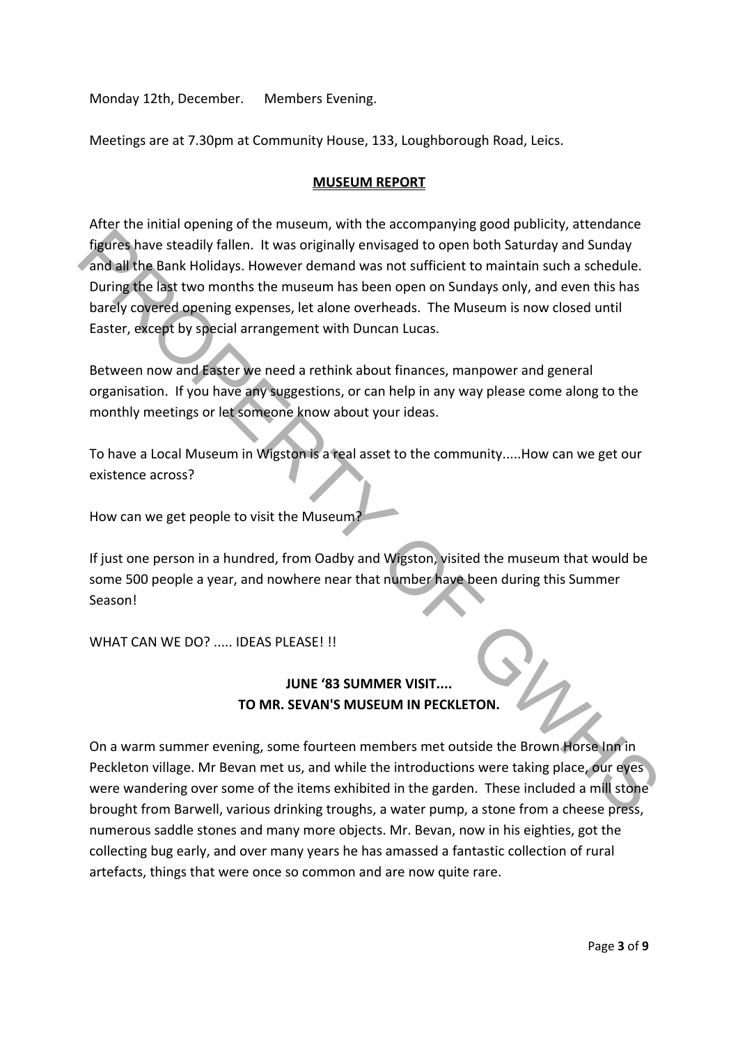Monday 12th, December. Members Evening.

Meetings are at 7.30pm at Community House, 133, Loughborough Road, Leics.

## MUSEUM REPORT

After the initial opening of the museum, with the accompanying good publicity, attendance figures have steadily fallen. It was originally envisaged to open both Saturday and Sunday and all the Bank Holidays. However demand was not sufficient to maintain such a schedule. During the last two months the museum has been open on Sundays only, and even this has barely covered opening expenses, let alone overheads. The Museum is now closed until Easter, except by special arrangement with Duncan Lucas.

Between now and Easter we need a rethink about finances, manpower and general organisation. If you have any suggestions, or can help in any way please come along to the monthly meetings or let someone know about your ideas.

To have a Local Museum in Wigston is a real asset to the community.....How can we get our existence across?

How can we get people to visit the Museum?

If just one person in a hundred, from Oadby and Wigston, visited the museum that would be some 500 people a year, and nowhere near that number have been during this Summer Season!

WHAT CAN WE DO? ..... IDEAS PLEASE! !!

## JUNE '83 SUMMER VISIT.... TO MR. SEVAN'S MUSEUM IN PECKLETON.

On a warm summer evening, some fourteen members met outside the Brown Horse Inn in Peckleton village. Mr Bevan met us, and while the introductions were taking place, our eyes were wandering over some of the items exhibited in the garden. These included a mill stone brought from Barwell, various drinking troughs, a water pump, a stone from a cheese press, numerous saddle stones and many more objects. Mr. Bevan, now in his eighties, got the collecting bug early, and over many years he has amassed a fantastic collection of rural artefacts, things that were once so common and are now quite rare.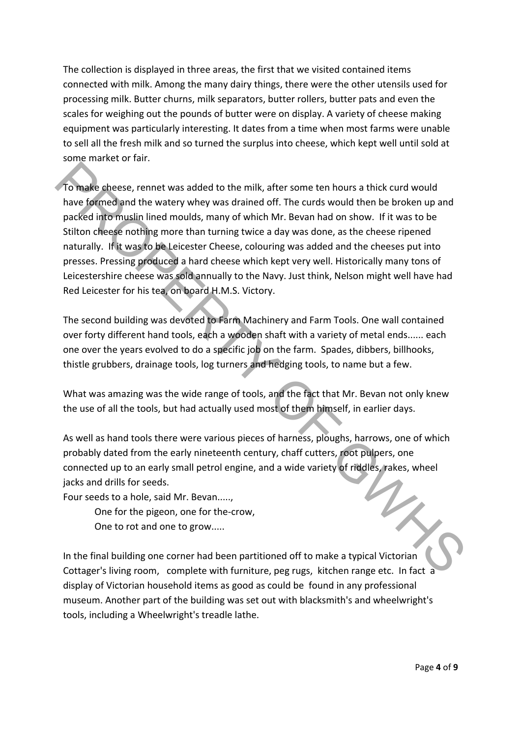The collection is displayed in three areas, the first that we visited contained items connected with milk. Among the many dairy things, there were the other utensils used for processing milk. Butter churns, milk separators, butter rollers, butter pats and even the scales for weighing out the pounds of butter were on display. A variety of cheese making equipment was particularly interesting. It dates from a time when most farms were unable to sell all the fresh milk and so turned the surplus into cheese, which kept well until sold at some market or fair.

To make cheese, rennet was added to the milk, after some ten hours a thick curd would have formed and the watery whey was drained off. The curds would then be broken up and packed into muslin lined moulds, many of which Mr. Bevan had on show. If it was to be Stilton cheese nothing more than turning twice a day was done, as the cheese ripened naturally. If it was to be Leicester Cheese, colouring was added and the cheeses put into presses. Pressing produced a hard cheese which kept very well. Historically many tons of Leicestershire cheese was sold annually to the Navy. Just think, Nelson might well have had Red Leicester for his tea, on board H.M.S. Victory.

The second building was devoted to Farm Machinery and Farm Tools. One wall contained over forty different hand tools, each a wooden shaft with a variety of metal ends...... each one over the years evolved to do a specific job on the farm. Spades, dibbers, billhooks, thistle grubbers, drainage tools, log turners and hedging tools, to name but a few.

What was amazing was the wide range of tools, and the fact that Mr. Bevan not only knew the use of all the tools, but had actually used most of them himself, in earlier days.

As well as hand tools there were various pieces of harness, ploughs, harrows, one of which probably dated from the early nineteenth century, chaff cutters, root pulpers, one connected up to an early small petrol engine, and a wide variety of riddles, rakes, wheel jacks and drills for seeds.

Four seeds to a hole, said Mr. Bevan.....,

> One for the pigeon, one for the-crow,
> One to rot and one to grow.....

In the final building one corner had been partitioned off to make a typical Victorian Cottager's living room, complete with furniture, peg rugs, kitchen range etc. In fact a display of Victorian household items as good as could be found in any professional museum. Another part of the building was set out with blacksmith's and wheelwright's tools, including a Wheelwright's treadle lathe.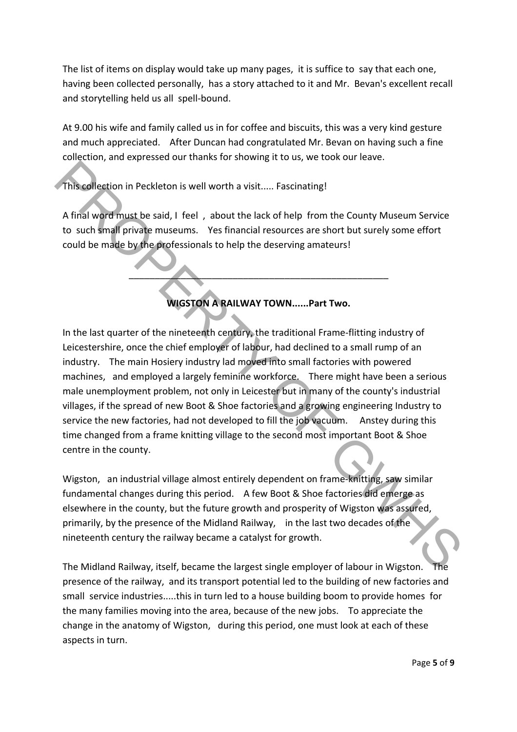The list of items on display would take up many pages, it is suffice to say that each one, having been collected personally, has a story attached to it and Mr. Bevan's excellent recall and storytelling held us all spell-bound.

At 9.00 his wife and family called us in for coffee and biscuits, this was a very kind gesture and much appreciated. After Duncan had congratulated Mr. Bevan on having such a fine collection, and expressed our thanks for showing it to us, we took our leave.

This collection in Peckleton is well worth a visit..... Fascinating!

A final word must be said, I feel , about the lack of help from the County Museum Service to such small private museums. Yes financial resources are short but surely some effort could be made by the professionals to help the deserving amateurs!

---

**WIGSTON A RAILWAY TOWN......Part Two.**

In the last quarter of the nineteenth century, the traditional Frame-flitting industry of Leicestershire, once the chief employer of labour, had declined to a small rump of an industry. The main Hosiery industry lad moved into small factories with powered machines, and employed a largely feminine workforce. There might have been a serious male unemployment problem, not only in Leicester but in many of the county's industrial villages, if the spread of new Boot & Shoe factories and a growing engineering Industry to service the new factories, had not developed to fill the job vacuum. Anstey during this time changed from a frame knitting village to the second most important Boot & Shoe centre in the county.

Wigston, an industrial village almost entirely dependent on frame-knitting, saw similar fundamental changes during this period. A few Boot & Shoe factories did emerge as elsewhere in the county, but the future growth and prosperity of Wigston was assured, primarily, by the presence of the Midland Railway, in the last two decades of the nineteenth century the railway became a catalyst for growth.

The Midland Railway, itself, became the largest single employer of labour in Wigston. The presence of the railway, and its transport potential led to the building of new factories and small service industries.....this in turn led to a house building boom to provide homes for the many families moving into the area, because of the new jobs. To appreciate the change in the anatomy of Wigston, during this period, one must look at each of these aspects in turn.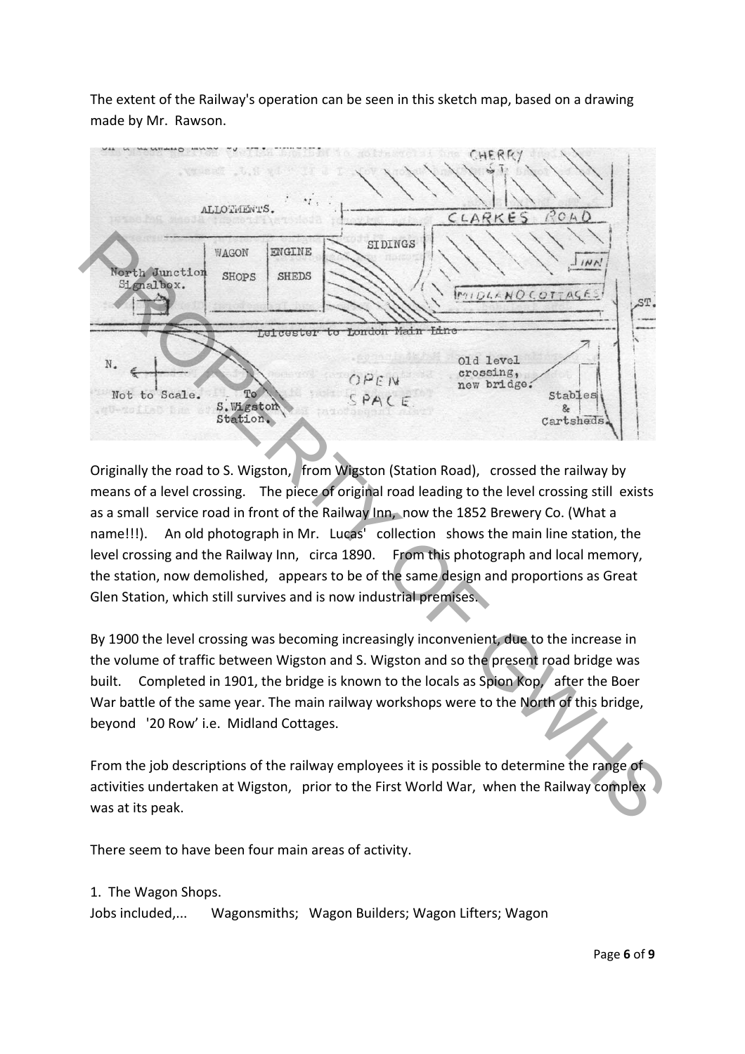The extent of the Railway's operation can be seen in this sketch map, based on a drawing made by Mr. Rawson.

Originally the road to S. Wigston, from Wigston (Station Road), crossed the railway by means of a level crossing. The piece of original road leading to the level crossing still exists as a small service road in front of the Railway Inn, now the 1852 Brewery Co. (What a name!!!). An old photograph in Mr. Lucas' collection shows the main line station, the level crossing and the Railway Inn, circa 1890. From this photograph and local memory, the station, now demolished, appears to be of the same design and proportions as Great Glen Station, which still survives and is now industrial premises.

By 1900 the level crossing was becoming increasingly inconvenient, due to the increase in the volume of traffic between Wigston and S. Wigston and so the present road bridge was built. Completed in 1901, the bridge is known to the locals as Spion Kop, after the Boer War battle of the same year. The main railway workshops were to the North of this bridge, beyond '20 Row' i.e. Midland Cottages.

From the job descriptions of the railway employees it is possible to determine the range of activities undertaken at Wigston, prior to the First World War, when the Railway complex was at its peak.

There seem to have been four main areas of activity.

1. The Wagon Shops.

Jobs included,... Wagonsmiths; Wagon Builders; Wagon Lifters; Wagon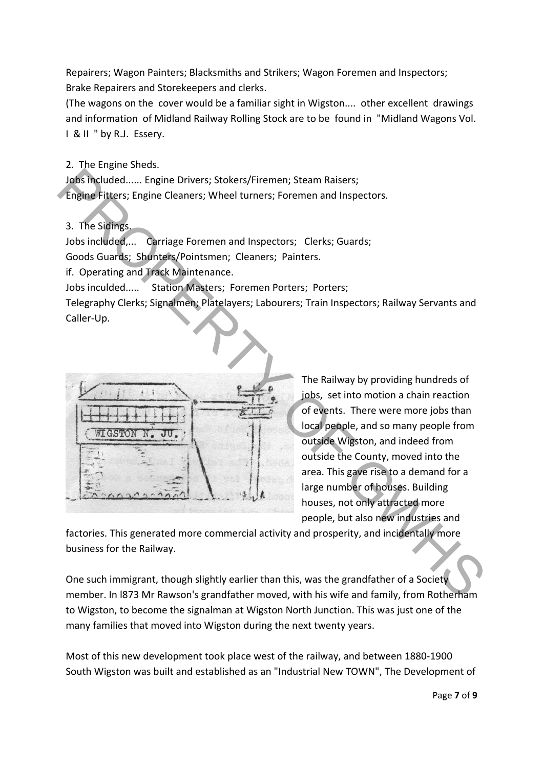Repairers; Wagon Painters; Blacksmiths and Strikers; Wagon Foremen and Inspectors; Brake Repairers and Storekeepers and clerks.

(The wagons on the cover would be a familiar sight in Wigston.... other excellent drawings and information of Midland Railway Rolling Stock are to be found in "Midland Wagons Vol. I & II " by R.J. Essery.

2. The Engine Sheds.

Jobs included...... Engine Drivers; Stokers/Firemen; Steam Raisers; Engine Fitters; Engine Cleaners; Wheel turners; Foremen and Inspectors.

3. The Sidings.

Jobs included,... Carriage Foremen and Inspectors; Clerks; Guards; Goods Guards; Shunters/Pointsmen; Cleaners; Painters.

if. Operating and Track Maintenance.

Jobs inculded..... Station Masters; Foremen Porters; Porters; Telegraphy Clerks; Signalmen; Platelayers; Labourers; Train Inspectors; Railway Servants and Caller-Up.

The Railway by providing hundreds of jobs, set into motion a chain reaction of events. There were more jobs than local people, and so many people from outside Wigston, and indeed from outside the County, moved into the area. This gave rise to a demand for a large number of houses. Building houses, not only attracted more people, but also new industries and factories. This generated more commercial activity and prosperity, and incidentally more business for the Railway.

One such immigrant, though slightly earlier than this, was the grandfather of a Society member. In l873 Mr Rawson's grandfather moved, with his wife and family, from Rotherham to Wigston, to become the signalman at Wigston North Junction. This was just one of the many families that moved into Wigston during the next twenty years.

Most of this new development took place west of the railway, and between 1880-1900 South Wigston was built and established as an "Industrial New TOWN", The Development of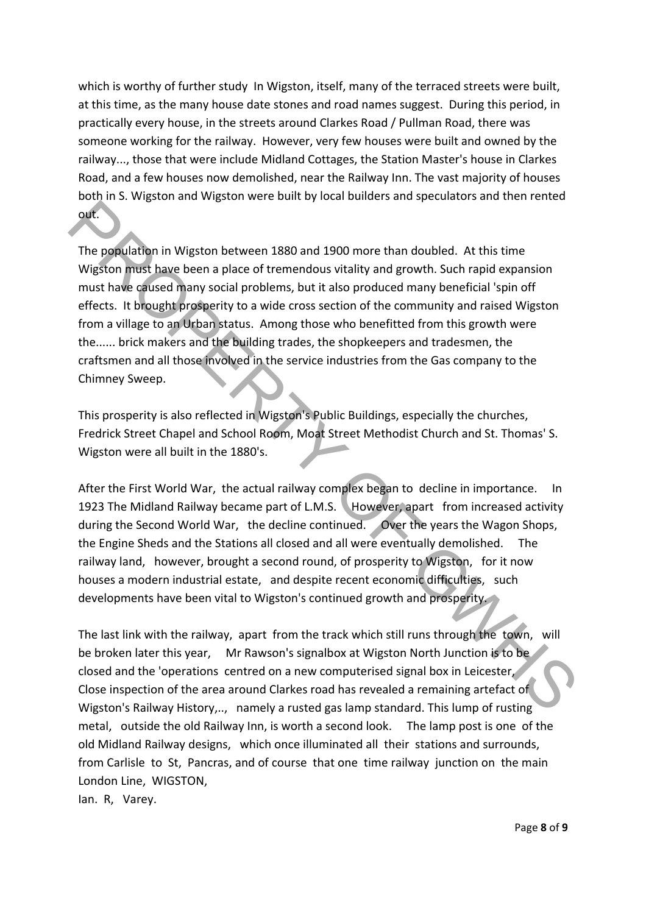which is worthy of further study In Wigston, itself, many of the terraced streets were built, at this time, as the many house date stones and road names suggest. During this period, in practically every house, in the streets around Clarkes Road / Pullman Road, there was someone working for the railway. However, very few houses were built and owned by the railway..., those that were include Midland Cottages, the Station Master's house in Clarkes Road, and a few houses now demolished, near the Railway Inn. The vast majority of houses both in S. Wigston and Wigston were built by local builders and speculators and then rented out.

The population in Wigston between 1880 and 1900 more than doubled. At this time Wigston must have been a place of tremendous vitality and growth. Such rapid expansion must have caused many social problems, but it also produced many beneficial 'spin off effects. It brought prosperity to a wide cross section of the community and raised Wigston from a village to an Urban status. Among those who benefitted from this growth were the...... brick makers and the building trades, the shopkeepers and tradesmen, the craftsmen and all those involved in the service industries from the Gas company to the Chimney Sweep.

This prosperity is also reflected in Wigston's Public Buildings, especially the churches, Fredrick Street Chapel and School Room, Moat Street Methodist Church and St. Thomas' S. Wigston were all built in the 1880's.

After the First World War, the actual railway complex began to decline in importance. In 1923 The Midland Railway became part of L.M.S. However, apart from increased activity during the Second World War, the decline continued. Over the years the Wagon Shops, the Engine Sheds and the Stations all closed and all were eventually demolished. The railway land, however, brought a second round, of prosperity to Wigston, for it now houses a modern industrial estate, and despite recent economic difficulties, such developments have been vital to Wigston's continued growth and prosperity.

The last link with the railway, apart from the track which still runs through the town, will be broken later this year, Mr Rawson's signalbox at Wigston North Junction is to be closed and the 'operations centred on a new computerised signal box in Leicester, Close inspection of the area around Clarkes road has revealed a remaining artefact of Wigston's Railway History,.., namely a rusted gas lamp standard. This lump of rusting metal, outside the old Railway Inn, is worth a second look. The lamp post is one of the old Midland Railway designs, which once illuminated all their stations and surrounds, from Carlisle to St, Pancras, and of course that one time railway junction on the main London Line, WIGSTON,

Ian. R, Varey.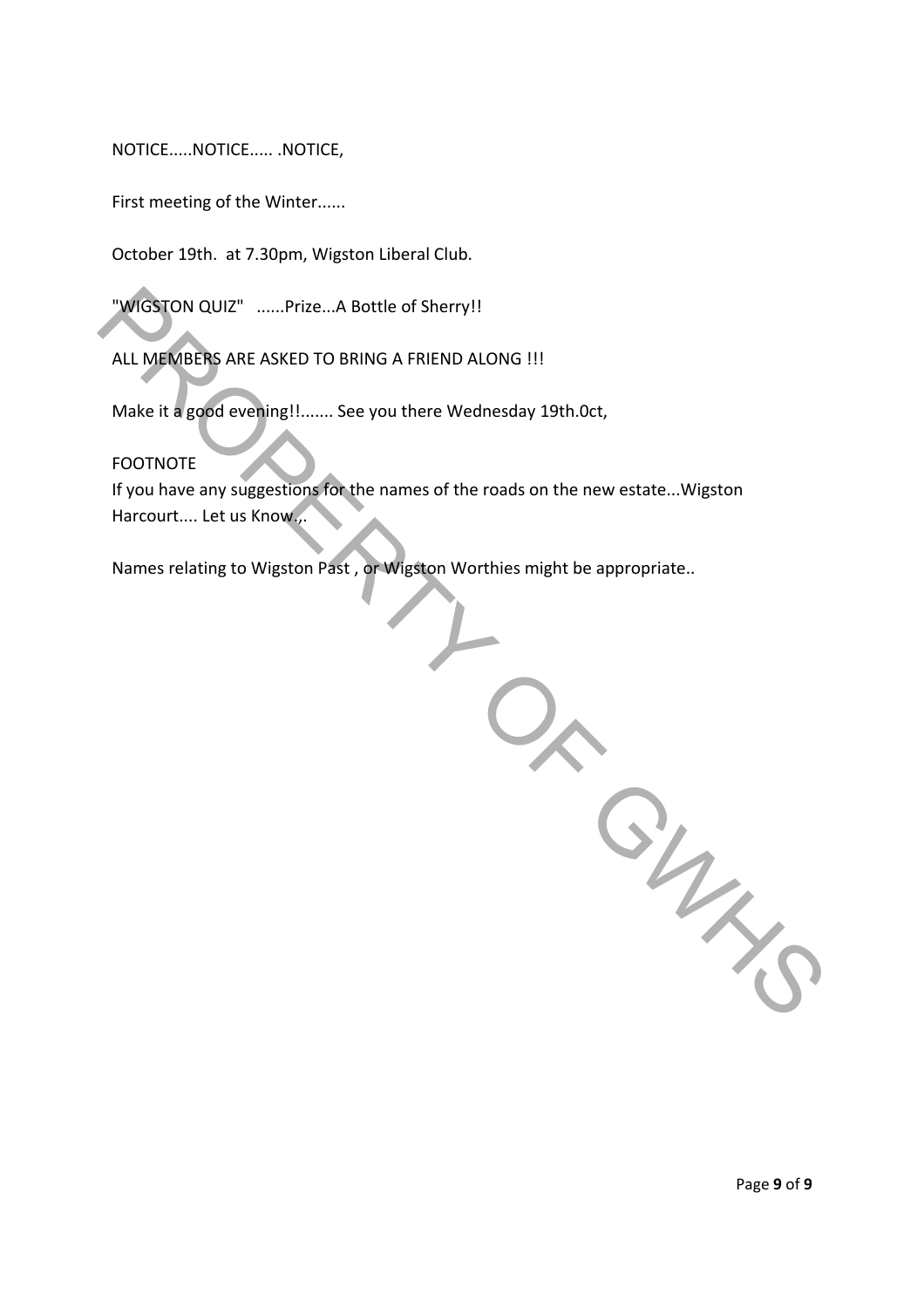NOTICE.....NOTICE..... .NOTICE,

First meeting of the Winter......

October 19th. at 7.30pm, Wigston Liberal Club.

"WIGSTON QUIZ" ......Prize...A Bottle of Sherry!!

ALL MEMBERS ARE ASKED TO BRING A FRIEND ALONG !!!

Make it a good evening!!....... See you there Wednesday 19th.0ct,

FOOTNOTE
If you have any suggestions for the names of the roads on the new estate...Wigston Harcourt.... Let us Know.,.

Names relating to Wigston Past , or Wigston Worthies might be appropriate..